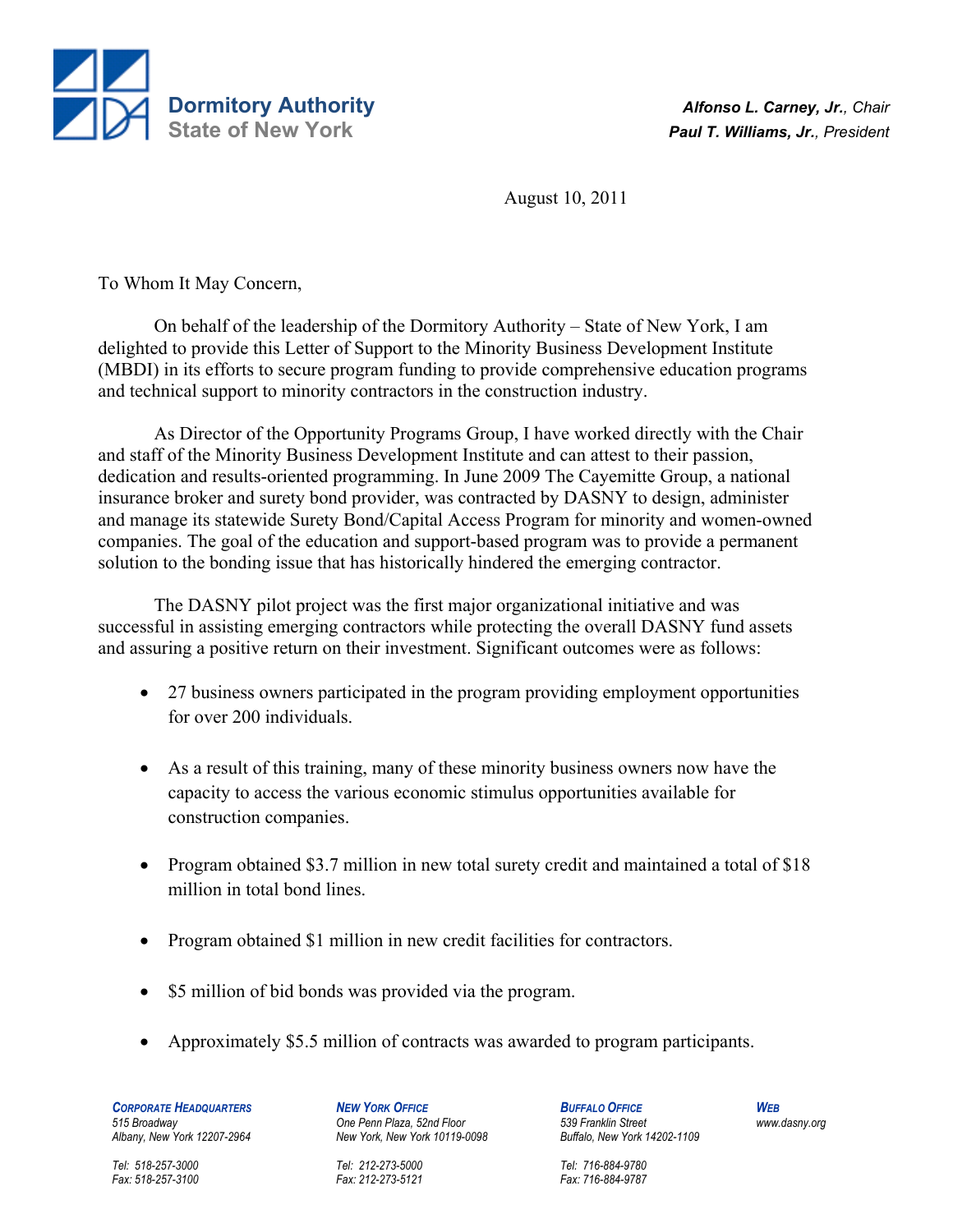**Dormitory Authority**
**State of New York**

***Alfonso L. Carney, Jr.**, Chair*
***Paul T. Williams, Jr.**, President*

August 10, 2011

To Whom It May Concern,

On behalf of the leadership of the Dormitory Authority – State of New York, I am delighted to provide this Letter of Support to the Minority Business Development Institute (MBDI) in its efforts to secure program funding to provide comprehensive education programs and technical support to minority contractors in the construction industry.

As Director of the Opportunity Programs Group, I have worked directly with the Chair and staff of the Minority Business Development Institute and can attest to their passion, dedication and results-oriented programming. In June 2009 The Cayemitte Group, a national insurance broker and surety bond provider, was contracted by DASNY to design, administer and manage its statewide Surety Bond/Capital Access Program for minority and women-owned companies. The goal of the education and support-based program was to provide a permanent solution to the bonding issue that has historically hindered the emerging contractor.

The DASNY pilot project was the first major organizational initiative and was successful in assisting emerging contractors while protecting the overall DASNY fund assets and assuring a positive return on their investment. Significant outcomes were as follows:

- 27 business owners participated in the program providing employment opportunities for over 200 individuals.
- As a result of this training, many of these minority business owners now have the capacity to access the various economic stimulus opportunities available for construction companies.
- Program obtained $3.7 million in new total surety credit and maintained a total of $18 million in total bond lines.
- Program obtained $1 million in new credit facilities for contractors.
- $5 million of bid bonds was provided via the program.
- Approximately $5.5 million of contracts was awarded to program participants.

**CORPORATE HEADQUARTERS**
515 Broadway
Albany, New York 12207-2964
Tel: 518-257-3000
Fax: 518-257-3100

**NEW YORK OFFICE**
One Penn Plaza, 52nd Floor
New York, New York 10119-0098
Tel: 212-273-5000
Fax: 212-273-5121

**BUFFALO OFFICE**
539 Franklin Street
Buffalo, New York 14202-1109
Tel: 716-884-9780
Fax: 716-884-9787

**WEB**
www.dasny.org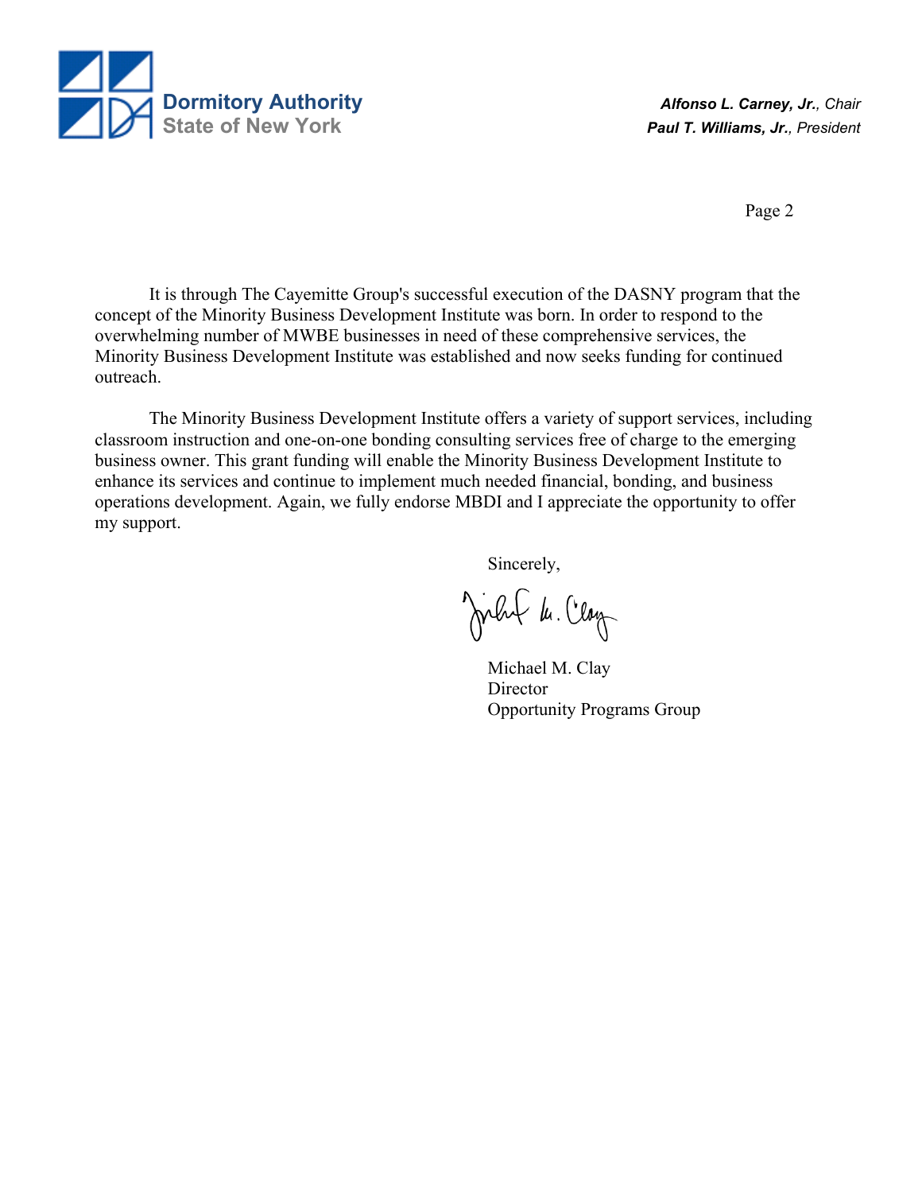It is through The Cayemitte Group's successful execution of the DASNY program that the concept of the Minority Business Development Institute was born. In order to respond to the overwhelming number of MWBE businesses in need of these comprehensive services, the Minority Business Development Institute was established and now seeks funding for continued outreach.

The Minority Business Development Institute offers a variety of support services, including classroom instruction and one-on-one bonding consulting services free of charge to the emerging business owner. This grant funding will enable the Minority Business Development Institute to enhance its services and continue to implement much needed financial, bonding, and business operations development. Again, we fully endorse MBDI and I appreciate the opportunity to offer my support.

Sincerely,

Michael M. Clay
Director
Opportunity Programs Group